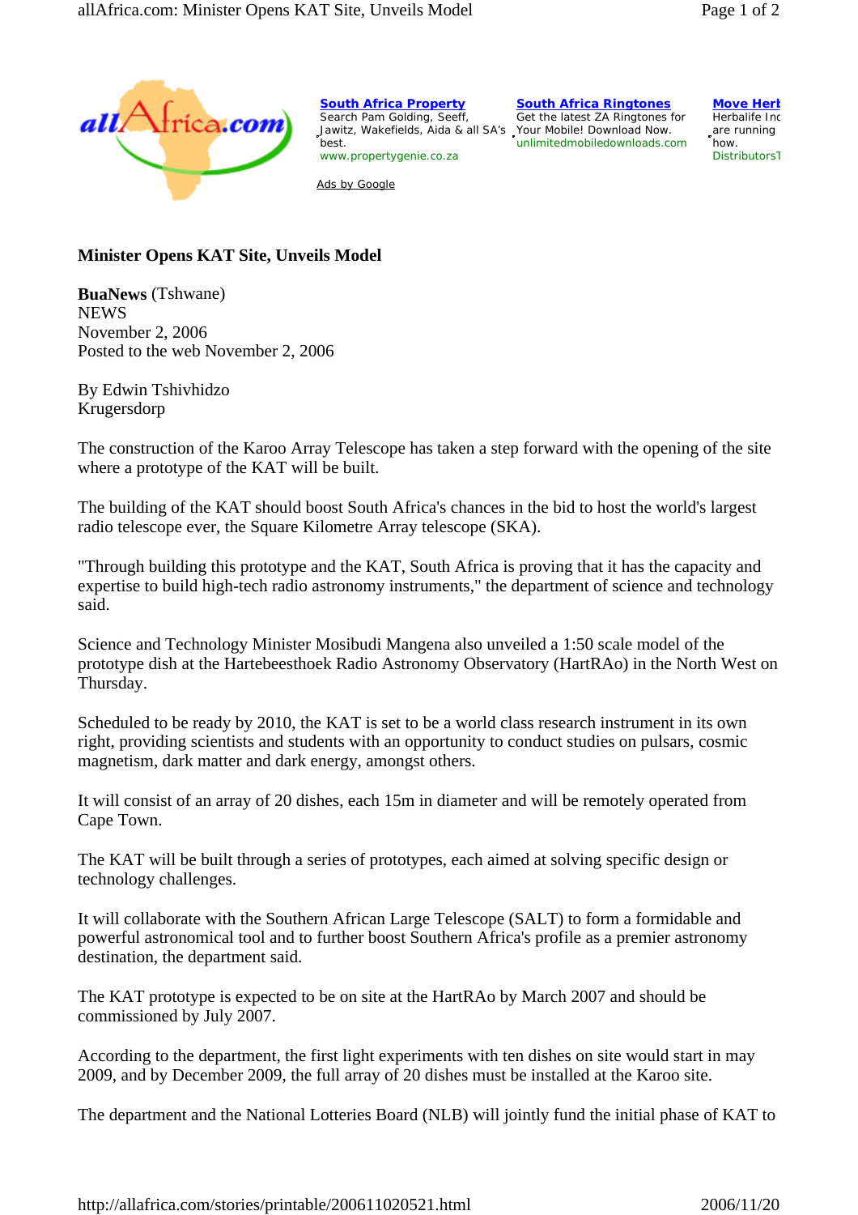# Minister Opens KAT Site, Unveils Model

**BuaNews** (Tshwane)
NEWS
November 2, 2006
Posted to the web November 2, 2006

By Edwin Tshivhidzo
Krugersdorp

The construction of the Karoo Array Telescope has taken a step forward with the opening of the site where a prototype of the KAT will be built.

The building of the KAT should boost South Africa's chances in the bid to host the world's largest radio telescope ever, the Square Kilometre Array telescope (SKA).

"Through building this prototype and the KAT, South Africa is proving that it has the capacity and expertise to build high-tech radio astronomy instruments," the department of science and technology said.

Science and Technology Minister Mosibudi Mangena also unveiled a 1:50 scale model of the prototype dish at the Hartebeesthoek Radio Astronomy Observatory (HartRAo) in the North West on Thursday.

Scheduled to be ready by 2010, the KAT is set to be a world class research instrument in its own right, providing scientists and students with an opportunity to conduct studies on pulsars, cosmic magnetism, dark matter and dark energy, amongst others.

It will consist of an array of 20 dishes, each 15m in diameter and will be remotely operated from Cape Town.

The KAT will be built through a series of prototypes, each aimed at solving specific design or technology challenges.

It will collaborate with the Southern African Large Telescope (SALT) to form a formidable and powerful astronomical tool and to further boost Southern Africa's profile as a premier astronomy destination, the department said.

The KAT prototype is expected to be on site at the HartRAo by March 2007 and should be commissioned by July 2007.

According to the department, the first light experiments with ten dishes on site would start in may 2009, and by December 2009, the full array of 20 dishes must be installed at the Karoo site.

The department and the National Lotteries Board (NLB) will jointly fund the initial phase of KAT to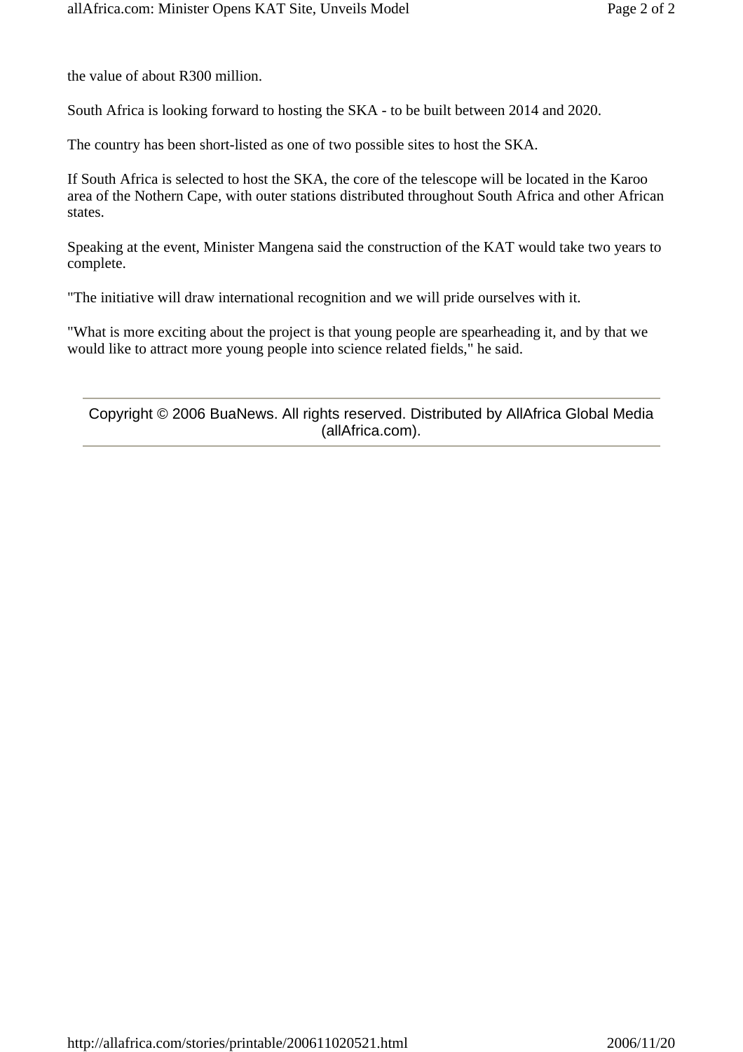the value of about R300 million.

South Africa is looking forward to hosting the SKA - to be built between 2014 and 2020.

The country has been short-listed as one of two possible sites to host the SKA.

If South Africa is selected to host the SKA, the core of the telescope will be located in the Karoo area of the Nothern Cape, with outer stations distributed throughout South Africa and other African states.

Speaking at the event, Minister Mangena said the construction of the KAT would take two years to complete.

"The initiative will draw international recognition and we will pride ourselves with it.

"What is more exciting about the project is that young people are spearheading it, and by that we would like to attract more young people into science related fields," he said.

---

Copyright © 2006 BuaNews. All rights reserved. Distributed by AllAfrica Global Media (allAfrica.com).

---